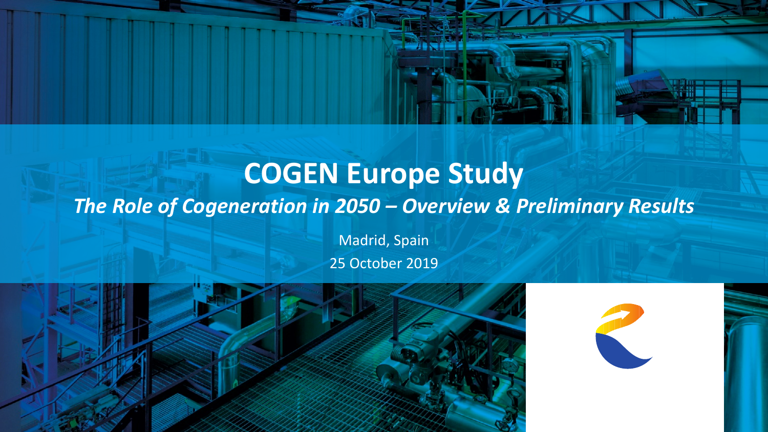# COGEN Europe Study

***The Role of Cogeneration in 2050 – Overview & Preliminary Results***

Madrid, Spain

25 October 2019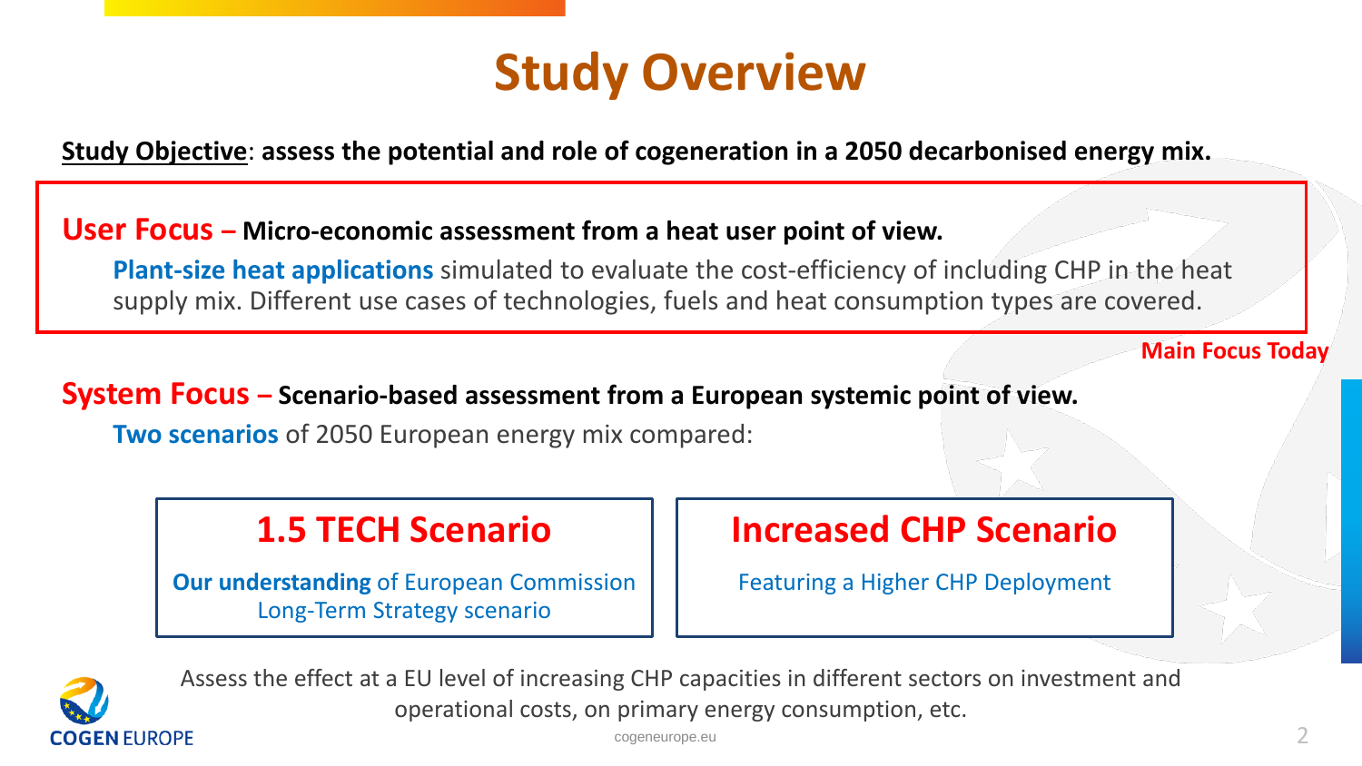# Study Overview

**<u>Study Objective</u>: assess the potential and role of cogeneration in a 2050 decarbonised energy mix.**

## User Focus – **Micro-economic assessment from a heat user point of view.**

**Plant-size heat applications** simulated to evaluate the cost-efficiency of including CHP in the heat supply mix. Different use cases of technologies, fuels and heat consumption types are covered.

**Main Focus Today**

## System Focus – **Scenario-based assessment from a European systemic point of view.**

**Two scenarios** of 2050 European energy mix compared:

### 1.5 TECH Scenario

**Our understanding** of European Commission Long-Term Strategy scenario

### Increased CHP Scenario

Featuring a Higher CHP Deployment

Assess the effect at a EU level of increasing CHP capacities in different sectors on investment and operational costs, on primary energy consumption, etc.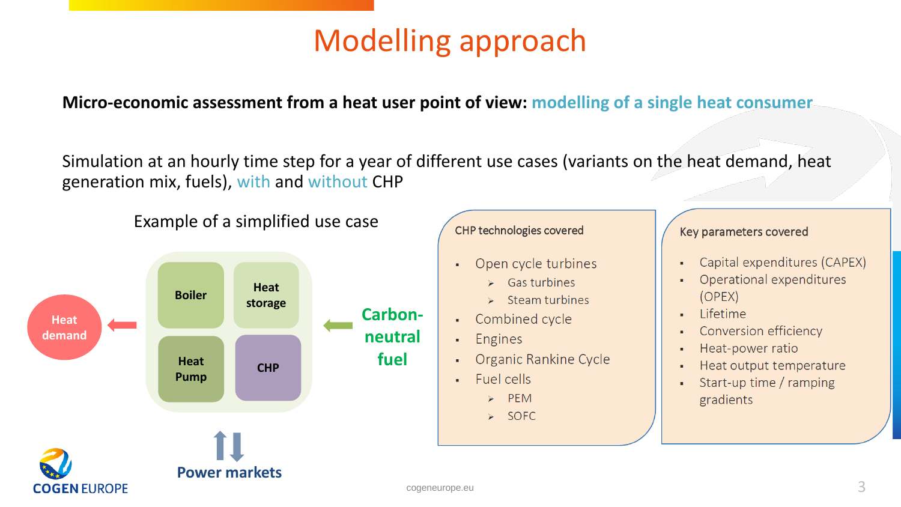# Modelling approach

**Micro-economic assessment from a heat user point of view: modelling of a single heat consumer**

Simulation at an hourly time step for a year of different use cases (variants on the heat demand, heat generation mix, fuels), with and without CHP

Example of a simplified use case

- Heat demand
- Boiler
- Heat storage
- Heat Pump
- CHP
- Carbon-neutral fuel
- Power markets

**CHP technologies covered**

- Open cycle turbines
  - Gas turbines
  - Steam turbines
- Combined cycle
- Engines
- Organic Rankine Cycle
- Fuel cells
  - PEM
  - SOFC

**Key parameters covered**

- Capital expenditures (CAPEX)
- Operational expenditures (OPEX)
- Lifetime
- Conversion efficiency
- Heat-power ratio
- Heat output temperature
- Start-up time / ramping gradients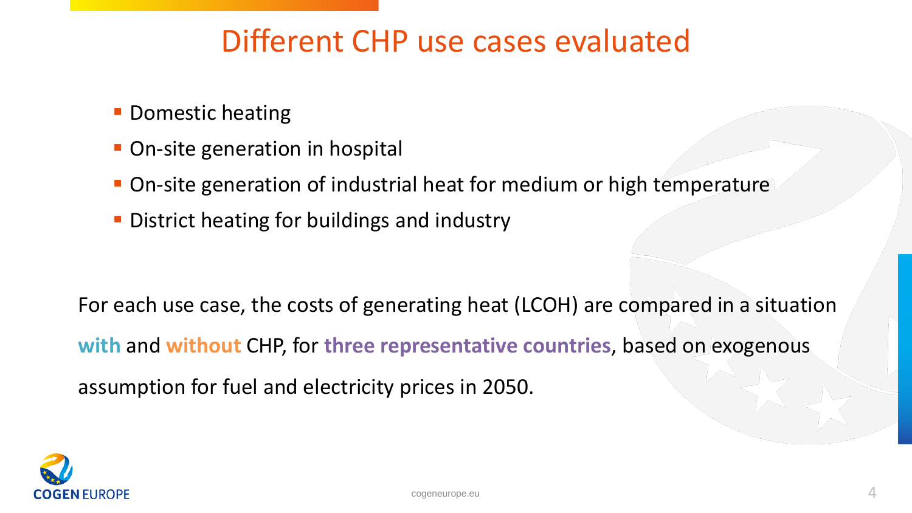# Different CHP use cases evaluated

- Domestic heating
- On-site generation in hospital
- On-site generation of industrial heat for medium or high temperature
- District heating for buildings and industry

For each use case, the costs of generating heat (LCOH) are compared in a situation **with** and **without** CHP, for **three representative countries**, based on exogenous assumption for fuel and electricity prices in 2050.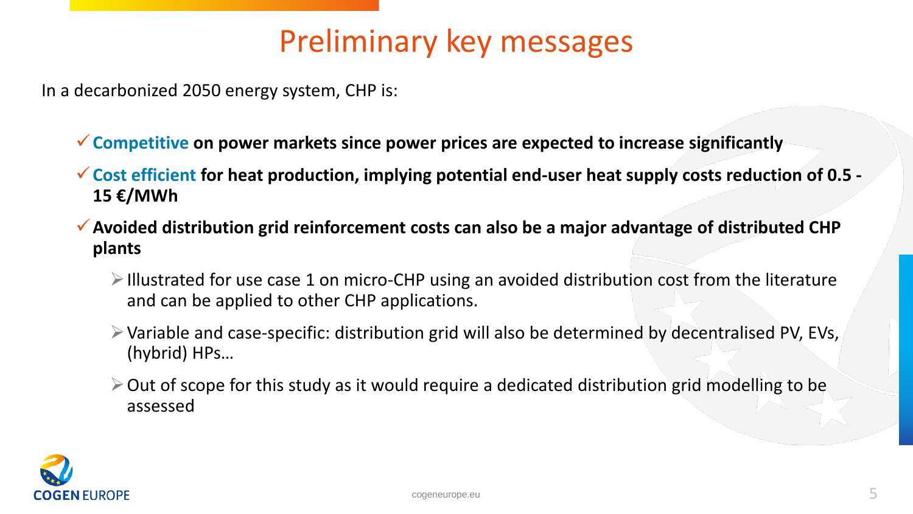# Preliminary key messages

In a decarbonized 2050 energy system, CHP is:

- ✓ **Competitive on power markets since power prices are expected to increase significantly**
- ✓ **Cost efficient for heat production, implying potential end-user heat supply costs reduction of 0.5 - 15 €/MWh**
- ✓ **Avoided distribution grid reinforcement costs can also be a major advantage of distributed CHP plants**
  - Illustrated for use case 1 on micro-CHP using an avoided distribution cost from the literature and can be applied to other CHP applications.
  - Variable and case-specific: distribution grid will also be determined by decentralised PV, EVs, (hybrid) HPs…
  - Out of scope for this study as it would require a dedicated distribution grid modelling to be assessed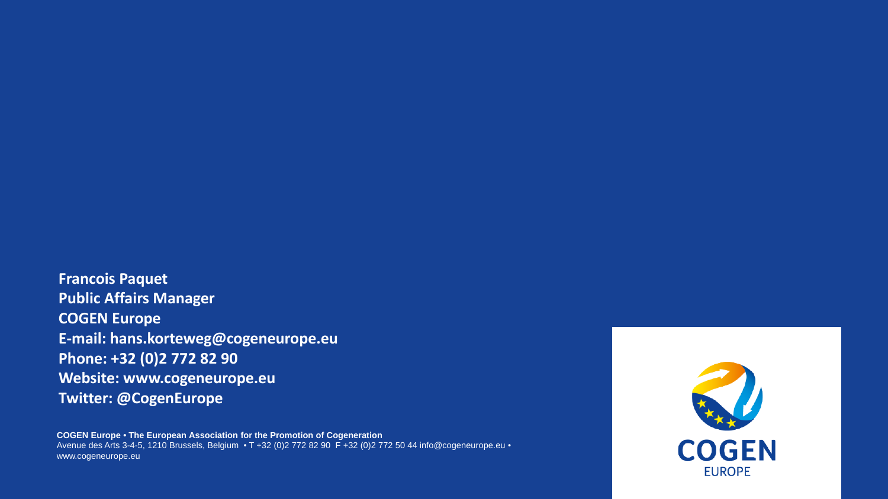**Francois Paquet**
**Public Affairs Manager**
**COGEN Europe**
**E-mail: hans.korteweg@cogeneurope.eu**
**Phone: +32 (0)2 772 82 90**
**Website: www.cogeneurope.eu**
**Twitter: @CogenEurope**

**COGEN Europe • The European Association for the Promotion of Cogeneration**
Avenue des Arts 3-4-5, 1210 Brussels, Belgium • T +32 (0)2 772 82 90 F +32 (0)2 772 50 44 info@cogeneurope.eu • www.cogeneurope.eu

COGEN
EUROPE